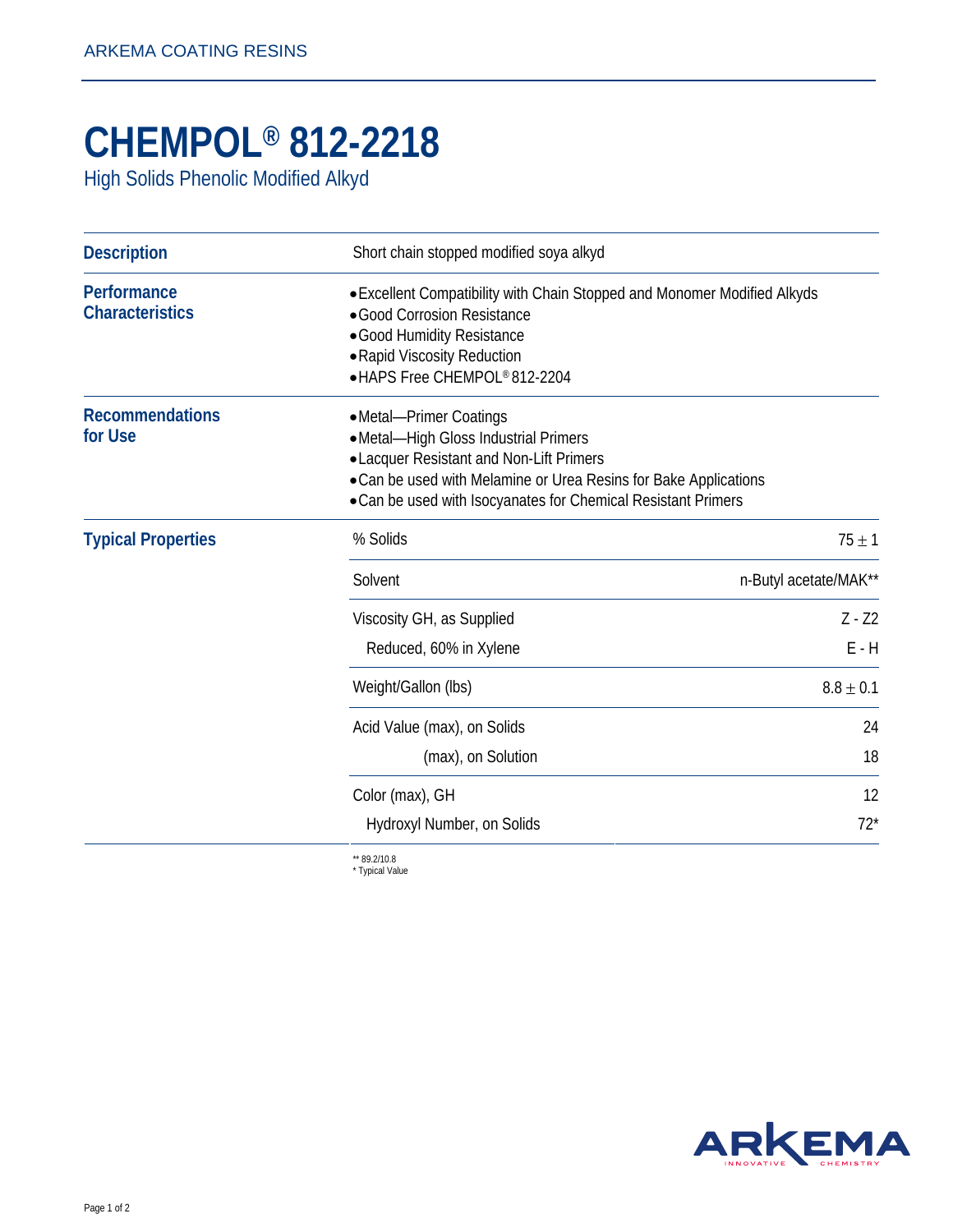ARKEMA COATING RESINS

# CHEMPOL® 812-2218

High Solids Phenolic Modified Alkyd

## Description

Short chain stopped modified soya alkyd

## Performance Characteristics

- Excellent Compatibility with Chain Stopped and Monomer Modified Alkyds
- Good Corrosion Resistance
- Good Humidity Resistance
- Rapid Viscosity Reduction
- HAPS Free CHEMPOL® 812-2204

## Recommendations for Use

- Metal—Primer Coatings
- Metal—High Gloss Industrial Primers
- Lacquer Resistant and Non-Lift Primers
- Can be used with Melamine or Urea Resins for Bake Applications
- Can be used with Isocyanates for Chemical Resistant Primers

## Typical Properties

| Property | Value |
|---|---|
| % Solids | 75 ± 1 |
| Solvent | n-Butyl acetate/MAK** |
| Viscosity GH, as Supplied | Z - Z2 |
| Reduced, 60% in Xylene | E - H |
| Weight/Gallon (lbs) | 8.8 ± 0.1 |
| Acid Value (max), on Solids | 24 |
| (max), on Solution | 18 |
| Color (max), GH | 12 |
| Hydroxyl Number, on Solids | 72* |

** 89.2/10.8
* Typical Value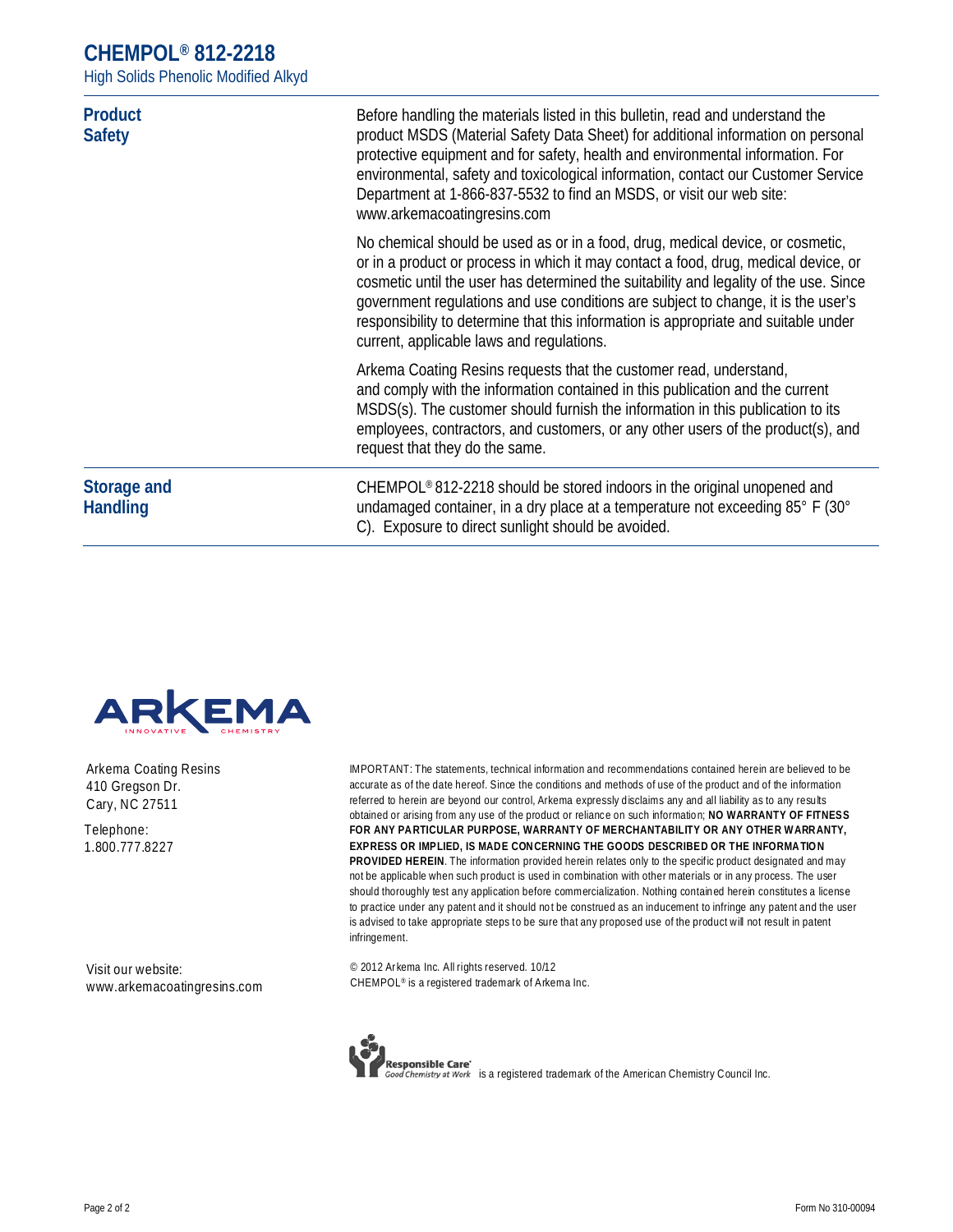# CHEMPOL® 812-2218

High Solids Phenolic Modified Alkyd

## Product Safety

Before handling the materials listed in this bulletin, read and understand the product MSDS (Material Safety Data Sheet) for additional information on personal protective equipment and for safety, health and environmental information. For environmental, safety and toxicological information, contact our Customer Service Department at 1-866-837-5532 to find an MSDS, or visit our web site: www.arkemacoatingresins.com

No chemical should be used as or in a food, drug, medical device, or cosmetic, or in a product or process in which it may contact a food, drug, medical device, or cosmetic until the user has determined the suitability and legality of the use. Since government regulations and use conditions are subject to change, it is the user's responsibility to determine that this information is appropriate and suitable under current, applicable laws and regulations.

Arkema Coating Resins requests that the customer read, understand, and comply with the information contained in this publication and the current MSDS(s). The customer should furnish the information in this publication to its employees, contractors, and customers, or any other users of the product(s), and request that they do the same.

## Storage and Handling

CHEMPOL® 812-2218 should be stored indoors in the original unopened and undamaged container, in a dry place at a temperature not exceeding 85° F (30° C). Exposure to direct sunlight should be avoided.

ARKEMA
INNOVATIVE CHEMISTRY

Arkema Coating Resins
410 Gregson Dr.
Cary, NC 27511

Telephone:
1.800.777.8227

Visit our website:
www.arkemacoatingresins.com

IMPORTANT: The statements, technical information and recommendations contained herein are believed to be accurate as of the date hereof. Since the conditions and methods of use of the product and of the information referred to herein are beyond our control, Arkema expressly disclaims any and all liability as to any results obtained or arising from any use of the product or reliance on such information; **NO WARRANTY OF FITNESS FOR ANY PARTICULAR PURPOSE, WARRANTY OF MERCHANTABILITY OR ANY OTHER WARRANTY, EXPRESS OR IMPLIED, IS MADE CONCERNING THE GOODS DESCRIBED OR THE INFORMATION PROVIDED HEREIN**. The information provided herein relates only to the specific product designated and may not be applicable when such product is used in combination with other materials or in any process. The user should thoroughly test any application before commercialization. Nothing contained herein constitutes a license to practice under any patent and it should not be construed as an inducement to infringe any patent and the user is advised to take appropriate steps to be sure that any proposed use of the product will not result in patent infringement.

© 2012 Arkema Inc. All rights reserved. 10/12
CHEMPOL® is a registered trademark of Arkema Inc.

Responsible Care® Good Chemistry at Work is a registered trademark of the American Chemistry Council Inc.

Form No 310-00094